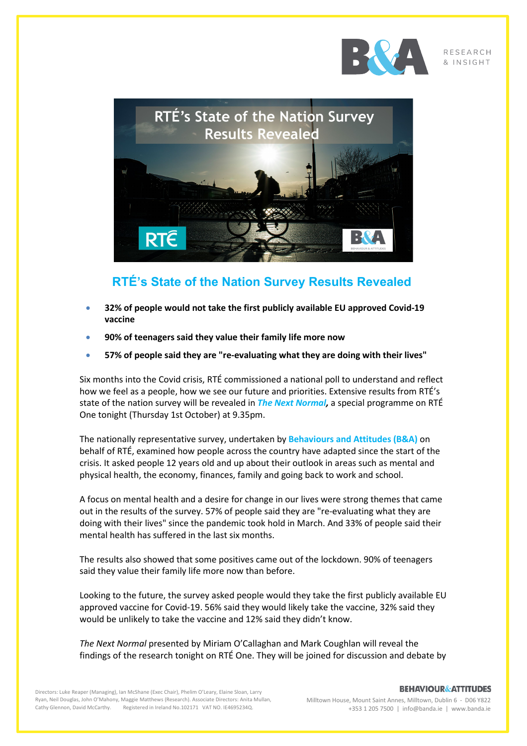# RTÉ's State of the Nation Survey Results Revealed

- **32% of people would not take the first publicly available EU approved Covid-19 vaccine**
- **90% of teenagers said they value their family life more now**
- **57% of people said they are "re-evaluating what they are doing with their lives"**

Six months into the Covid crisis, RTÉ commissioned a national poll to understand and reflect how we feel as a people, how we see our future and priorities. Extensive results from RTÉ's state of the nation survey will be revealed in ***The Next Normal,*** a special programme on RTÉ One tonight (Thursday 1st October) at 9.35pm.

The nationally representative survey, undertaken by **Behaviours and Attitudes (B&A)** on behalf of RTÉ, examined how people across the country have adapted since the start of the crisis. It asked people 12 years old and up about their outlook in areas such as mental and physical health, the economy, finances, family and going back to work and school.

A focus on mental health and a desire for change in our lives were strong themes that came out in the results of the survey. 57% of people said they are "re-evaluating what they are doing with their lives" since the pandemic took hold in March. And 33% of people said their mental health has suffered in the last six months.

The results also showed that some positives came out of the lockdown. 90% of teenagers said they value their family life more now than before.

Looking to the future, the survey asked people would they take the first publicly available EU approved vaccine for Covid-19. 56% said they would likely take the vaccine, 32% said they would be unlikely to take the vaccine and 12% said they didn't know.

*The Next Normal* presented by Miriam O'Callaghan and Mark Coughlan will reveal the findings of the research tonight on RTÉ One. They will be joined for discussion and debate by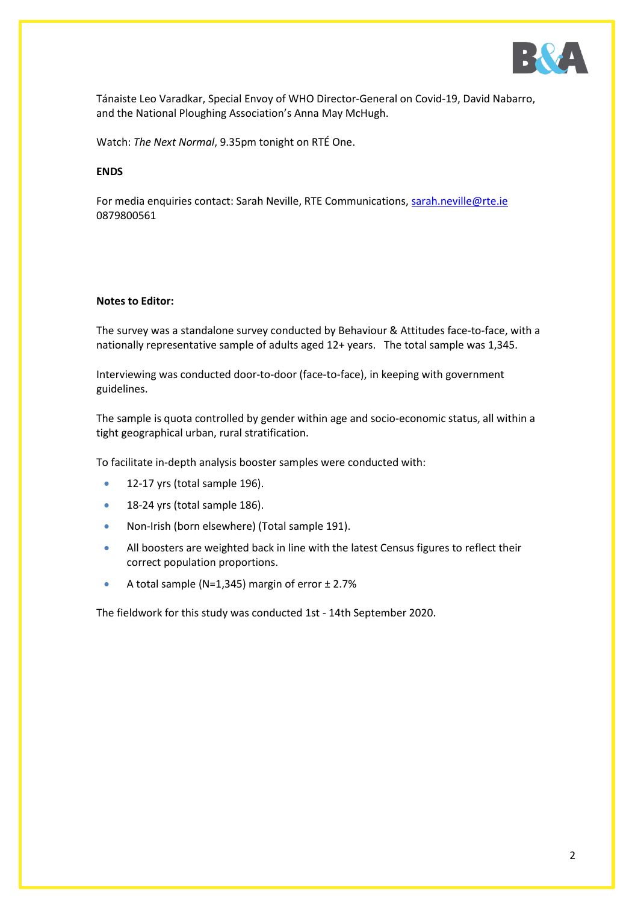Tánaiste Leo Varadkar, Special Envoy of WHO Director-General on Covid-19, David Nabarro, and the National Ploughing Association's Anna May McHugh.

Watch: *The Next Normal*, 9.35pm tonight on RTÉ One.

**ENDS**

For media enquiries contact: Sarah Neville, RTE Communications, sarah.neville@rte.ie 0879800561

**Notes to Editor:**

The survey was a standalone survey conducted by Behaviour & Attitudes face-to-face, with a nationally representative sample of adults aged 12+ years. The total sample was 1,345.

Interviewing was conducted door-to-door (face-to-face), in keeping with government guidelines.

The sample is quota controlled by gender within age and socio-economic status, all within a tight geographical urban, rural stratification.

To facilitate in-depth analysis booster samples were conducted with:

- 12-17 yrs (total sample 196).
- 18-24 yrs (total sample 186).
- Non-Irish (born elsewhere) (Total sample 191).
- All boosters are weighted back in line with the latest Census figures to reflect their correct population proportions.
- A total sample (N=1,345) margin of error ± 2.7%

The fieldwork for this study was conducted 1st - 14th September 2020.